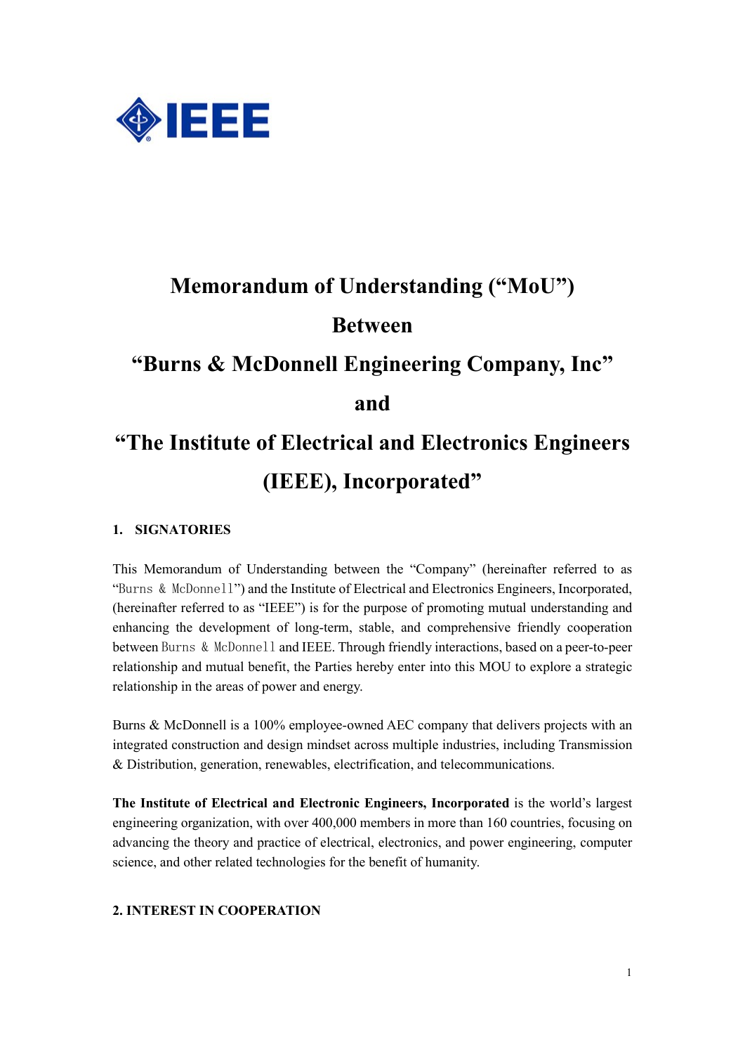# Memorandum of Understanding ("MoU")

# Between

# "Burns & McDonnell Engineering Company, Inc"

# and

# "The Institute of Electrical and Electronics Engineers (IEEE), Incorporated"

## 1. SIGNATORIES

This Memorandum of Understanding between the "Company" (hereinafter referred to as "Burns & McDonnell") and the Institute of Electrical and Electronics Engineers, Incorporated, (hereinafter referred to as "IEEE") is for the purpose of promoting mutual understanding and enhancing the development of long-term, stable, and comprehensive friendly cooperation between Burns & McDonnell and IEEE. Through friendly interactions, based on a peer-to-peer relationship and mutual benefit, the Parties hereby enter into this MOU to explore a strategic relationship in the areas of power and energy.

Burns & McDonnell is a 100% employee-owned AEC company that delivers projects with an integrated construction and design mindset across multiple industries, including Transmission & Distribution, generation, renewables, electrification, and telecommunications.

**The Institute of Electrical and Electronic Engineers, Incorporated** is the world's largest engineering organization, with over 400,000 members in more than 160 countries, focusing on advancing the theory and practice of electrical, electronics, and power engineering, computer science, and other related technologies for the benefit of humanity.

## 2. INTEREST IN COOPERATION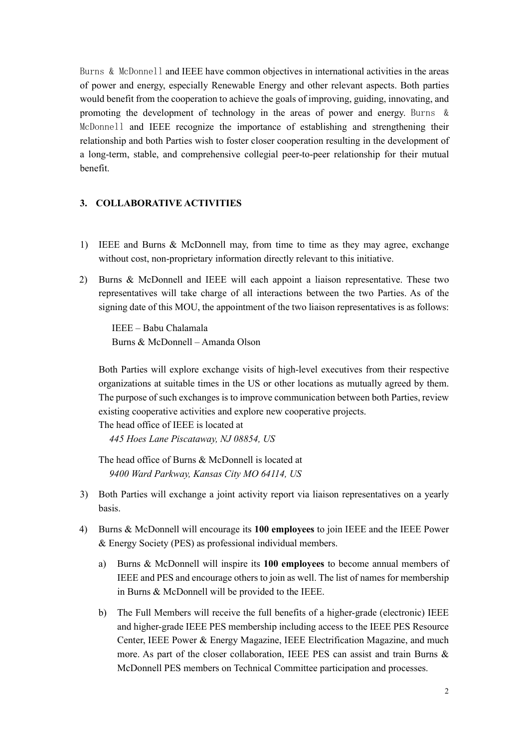Burns & McDonnell and IEEE have common objectives in international activities in the areas of power and energy, especially Renewable Energy and other relevant aspects. Both parties would benefit from the cooperation to achieve the goals of improving, guiding, innovating, and promoting the development of technology in the areas of power and energy. Burns & McDonnell and IEEE recognize the importance of establishing and strengthening their relationship and both Parties wish to foster closer cooperation resulting in the development of a long-term, stable, and comprehensive collegial peer-to-peer relationship for their mutual benefit.

### 3. COLLABORATIVE ACTIVITIES

1) IEEE and Burns & McDonnell may, from time to time as they may agree, exchange without cost, non-proprietary information directly relevant to this initiative.

2) Burns & McDonnell and IEEE will each appoint a liaison representative. These two representatives will take charge of all interactions between the two Parties. As of the signing date of this MOU, the appointment of the two liaison representatives is as follows:

   IEEE – Babu Chalamala
   Burns & McDonnell – Amanda Olson

   Both Parties will explore exchange visits of high-level executives from their respective organizations at suitable times in the US or other locations as mutually agreed by them. The purpose of such exchanges is to improve communication between both Parties, review existing cooperative activities and explore new cooperative projects.
   The head office of IEEE is located at
   *445 Hoes Lane Piscataway, NJ 08854, US*

   The head office of Burns & McDonnell is located at
   *9400 Ward Parkway, Kansas City MO 64114, US*

3) Both Parties will exchange a joint activity report via liaison representatives on a yearly basis.

4) Burns & McDonnell will encourage its **100 employees** to join IEEE and the IEEE Power & Energy Society (PES) as professional individual members.

   a) Burns & McDonnell will inspire its **100 employees** to become annual members of IEEE and PES and encourage others to join as well. The list of names for membership in Burns & McDonnell will be provided to the IEEE.

   b) The Full Members will receive the full benefits of a higher-grade (electronic) IEEE and higher-grade IEEE PES membership including access to the IEEE PES Resource Center, IEEE Power & Energy Magazine, IEEE Electrification Magazine, and much more. As part of the closer collaboration, IEEE PES can assist and train Burns & McDonnell PES members on Technical Committee participation and processes.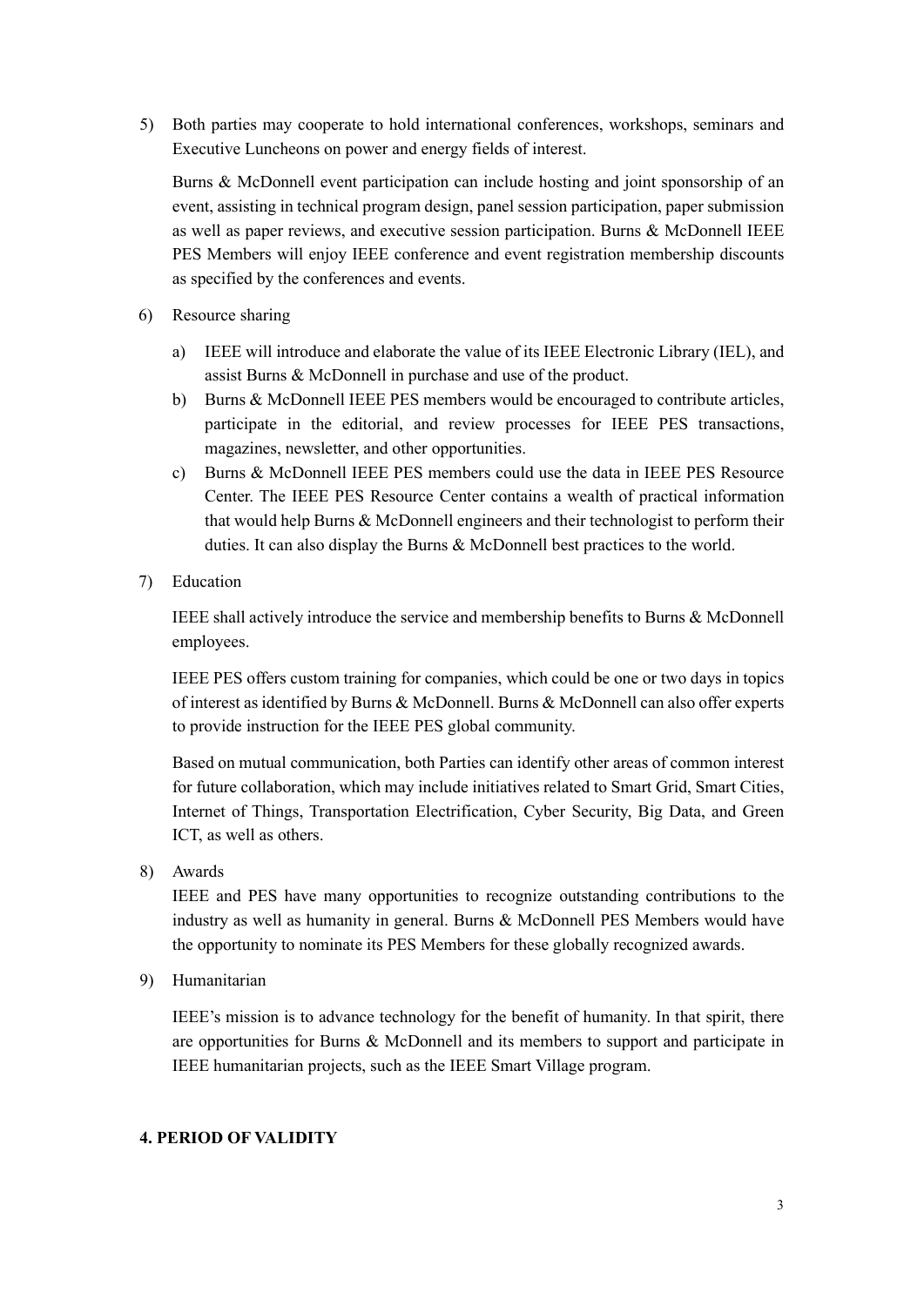5) Both parties may cooperate to hold international conferences, workshops, seminars and Executive Luncheons on power and energy fields of interest.

   Burns & McDonnell event participation can include hosting and joint sponsorship of an event, assisting in technical program design, panel session participation, paper submission as well as paper reviews, and executive session participation. Burns & McDonnell IEEE PES Members will enjoy IEEE conference and event registration membership discounts as specified by the conferences and events.

6) Resource sharing

   a) IEEE will introduce and elaborate the value of its IEEE Electronic Library (IEL), and assist Burns & McDonnell in purchase and use of the product.
   b) Burns & McDonnell IEEE PES members would be encouraged to contribute articles, participate in the editorial, and review processes for IEEE PES transactions, magazines, newsletter, and other opportunities.
   c) Burns & McDonnell IEEE PES members could use the data in IEEE PES Resource Center. The IEEE PES Resource Center contains a wealth of practical information that would help Burns & McDonnell engineers and their technologist to perform their duties. It can also display the Burns & McDonnell best practices to the world.

7) Education

   IEEE shall actively introduce the service and membership benefits to Burns & McDonnell employees.

   IEEE PES offers custom training for companies, which could be one or two days in topics of interest as identified by Burns & McDonnell. Burns & McDonnell can also offer experts to provide instruction for the IEEE PES global community.

   Based on mutual communication, both Parties can identify other areas of common interest for future collaboration, which may include initiatives related to Smart Grid, Smart Cities, Internet of Things, Transportation Electrification, Cyber Security, Big Data, and Green ICT, as well as others.

8) Awards

   IEEE and PES have many opportunities to recognize outstanding contributions to the industry as well as humanity in general. Burns & McDonnell PES Members would have the opportunity to nominate its PES Members for these globally recognized awards.

9) Humanitarian

   IEEE's mission is to advance technology for the benefit of humanity. In that spirit, there are opportunities for Burns & McDonnell and its members to support and participate in IEEE humanitarian projects, such as the IEEE Smart Village program.

**4. PERIOD OF VALIDITY**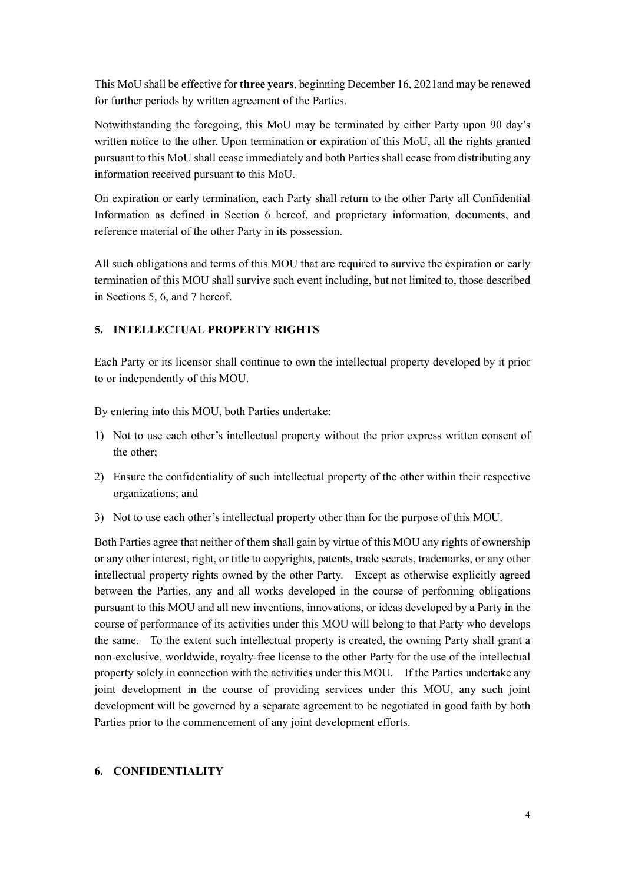This MoU shall be effective for **three years**, beginning December 16, 2021and may be renewed for further periods by written agreement of the Parties.

Notwithstanding the foregoing, this MoU may be terminated by either Party upon 90 day's written notice to the other. Upon termination or expiration of this MoU, all the rights granted pursuant to this MoU shall cease immediately and both Parties shall cease from distributing any information received pursuant to this MoU.

On expiration or early termination, each Party shall return to the other Party all Confidential Information as defined in Section 6 hereof, and proprietary information, documents, and reference material of the other Party in its possession.

All such obligations and terms of this MOU that are required to survive the expiration or early termination of this MOU shall survive such event including, but not limited to, those described in Sections 5, 6, and 7 hereof.

## 5. INTELLECTUAL PROPERTY RIGHTS

Each Party or its licensor shall continue to own the intellectual property developed by it prior to or independently of this MOU.

By entering into this MOU, both Parties undertake:

1) Not to use each other's intellectual property without the prior express written consent of the other;
2) Ensure the confidentiality of such intellectual property of the other within their respective organizations; and
3) Not to use each other's intellectual property other than for the purpose of this MOU.

Both Parties agree that neither of them shall gain by virtue of this MOU any rights of ownership or any other interest, right, or title to copyrights, patents, trade secrets, trademarks, or any other intellectual property rights owned by the other Party. Except as otherwise explicitly agreed between the Parties, any and all works developed in the course of performing obligations pursuant to this MOU and all new inventions, innovations, or ideas developed by a Party in the course of performance of its activities under this MOU will belong to that Party who develops the same. To the extent such intellectual property is created, the owning Party shall grant a non-exclusive, worldwide, royalty-free license to the other Party for the use of the intellectual property solely in connection with the activities under this MOU. If the Parties undertake any joint development in the course of providing services under this MOU, any such joint development will be governed by a separate agreement to be negotiated in good faith by both Parties prior to the commencement of any joint development efforts.

## 6. CONFIDENTIALITY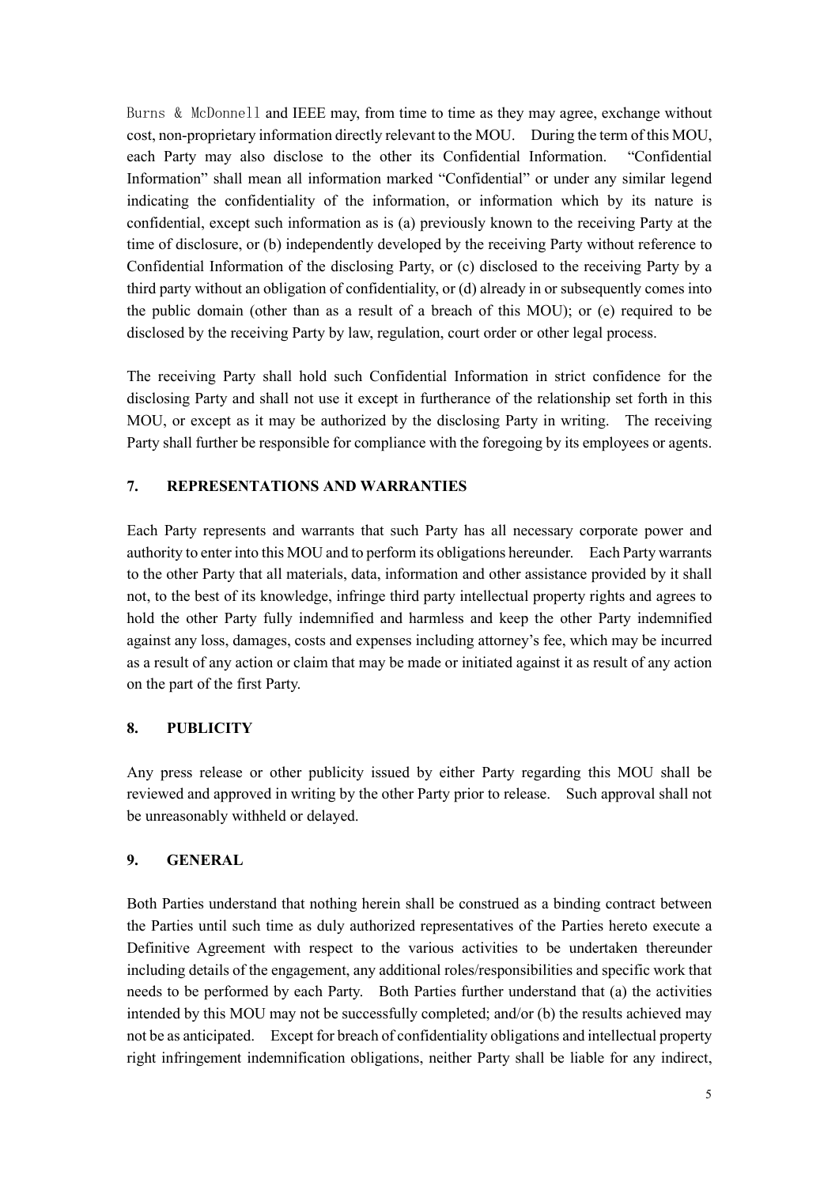Burns & McDonnell and IEEE may, from time to time as they may agree, exchange without cost, non-proprietary information directly relevant to the MOU. During the term of this MOU, each Party may also disclose to the other its Confidential Information. "Confidential Information" shall mean all information marked "Confidential" or under any similar legend indicating the confidentiality of the information, or information which by its nature is confidential, except such information as is (a) previously known to the receiving Party at the time of disclosure, or (b) independently developed by the receiving Party without reference to Confidential Information of the disclosing Party, or (c) disclosed to the receiving Party by a third party without an obligation of confidentiality, or (d) already in or subsequently comes into the public domain (other than as a result of a breach of this MOU); or (e) required to be disclosed by the receiving Party by law, regulation, court order or other legal process.

The receiving Party shall hold such Confidential Information in strict confidence for the disclosing Party and shall not use it except in furtherance of the relationship set forth in this MOU, or except as it may be authorized by the disclosing Party in writing. The receiving Party shall further be responsible for compliance with the foregoing by its employees or agents.

## 7. REPRESENTATIONS AND WARRANTIES

Each Party represents and warrants that such Party has all necessary corporate power and authority to enter into this MOU and to perform its obligations hereunder. Each Party warrants to the other Party that all materials, data, information and other assistance provided by it shall not, to the best of its knowledge, infringe third party intellectual property rights and agrees to hold the other Party fully indemnified and harmless and keep the other Party indemnified against any loss, damages, costs and expenses including attorney's fee, which may be incurred as a result of any action or claim that may be made or initiated against it as result of any action on the part of the first Party.

## 8. PUBLICITY

Any press release or other publicity issued by either Party regarding this MOU shall be reviewed and approved in writing by the other Party prior to release. Such approval shall not be unreasonably withheld or delayed.

## 9. GENERAL

Both Parties understand that nothing herein shall be construed as a binding contract between the Parties until such time as duly authorized representatives of the Parties hereto execute a Definitive Agreement with respect to the various activities to be undertaken thereunder including details of the engagement, any additional roles/responsibilities and specific work that needs to be performed by each Party. Both Parties further understand that (a) the activities intended by this MOU may not be successfully completed; and/or (b) the results achieved may not be as anticipated. Except for breach of confidentiality obligations and intellectual property right infringement indemnification obligations, neither Party shall be liable for any indirect,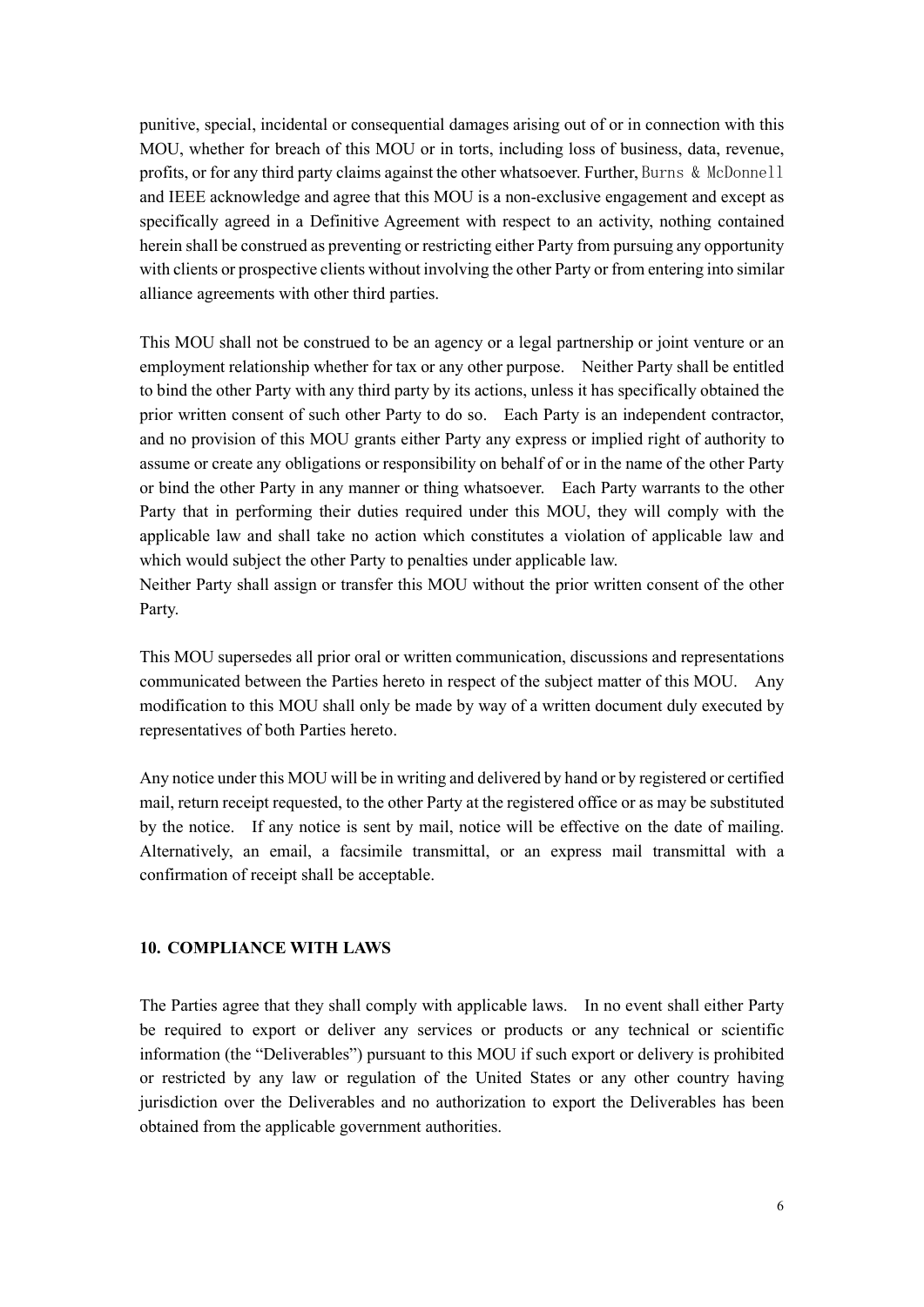punitive, special, incidental or consequential damages arising out of or in connection with this MOU, whether for breach of this MOU or in torts, including loss of business, data, revenue, profits, or for any third party claims against the other whatsoever. Further, Burns & McDonnell and IEEE acknowledge and agree that this MOU is a non-exclusive engagement and except as specifically agreed in a Definitive Agreement with respect to an activity, nothing contained herein shall be construed as preventing or restricting either Party from pursuing any opportunity with clients or prospective clients without involving the other Party or from entering into similar alliance agreements with other third parties.

This MOU shall not be construed to be an agency or a legal partnership or joint venture or an employment relationship whether for tax or any other purpose. Neither Party shall be entitled to bind the other Party with any third party by its actions, unless it has specifically obtained the prior written consent of such other Party to do so. Each Party is an independent contractor, and no provision of this MOU grants either Party any express or implied right of authority to assume or create any obligations or responsibility on behalf of or in the name of the other Party or bind the other Party in any manner or thing whatsoever. Each Party warrants to the other Party that in performing their duties required under this MOU, they will comply with the applicable law and shall take no action which constitutes a violation of applicable law and which would subject the other Party to penalties under applicable law.

Neither Party shall assign or transfer this MOU without the prior written consent of the other Party.

This MOU supersedes all prior oral or written communication, discussions and representations communicated between the Parties hereto in respect of the subject matter of this MOU. Any modification to this MOU shall only be made by way of a written document duly executed by representatives of both Parties hereto.

Any notice under this MOU will be in writing and delivered by hand or by registered or certified mail, return receipt requested, to the other Party at the registered office or as may be substituted by the notice. If any notice is sent by mail, notice will be effective on the date of mailing. Alternatively, an email, a facsimile transmittal, or an express mail transmittal with a confirmation of receipt shall be acceptable.

## 10. COMPLIANCE WITH LAWS

The Parties agree that they shall comply with applicable laws. In no event shall either Party be required to export or deliver any services or products or any technical or scientific information (the "Deliverables") pursuant to this MOU if such export or delivery is prohibited or restricted by any law or regulation of the United States or any other country having jurisdiction over the Deliverables and no authorization to export the Deliverables has been obtained from the applicable government authorities.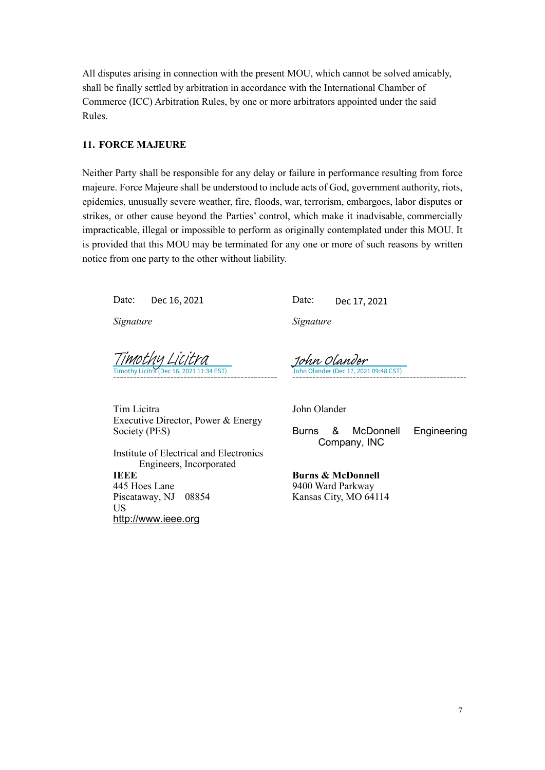All disputes arising in connection with the present MOU, which cannot be solved amicably, shall be finally settled by arbitration in accordance with the International Chamber of Commerce (ICC) Arbitration Rules, by one or more arbitrators appointed under the said Rules.

### 11. FORCE MAJEURE

Neither Party shall be responsible for any delay or failure in performance resulting from force majeure. Force Majeure shall be understood to include acts of God, government authority, riots, epidemics, unusually severe weather, fire, floods, war, terrorism, embargoes, labor disputes or strikes, or other cause beyond the Parties' control, which make it inadvisable, commercially impracticable, illegal or impossible to perform as originally contemplated under this MOU. It is provided that this MOU may be terminated for any one or more of such reasons by written notice from one party to the other without liability.

Date: Dec 16, 2021

*Signature*

Timothy Licitra
Timothy Licitra (Dec 16, 2021 11:34 EST)

Tim Licitra
Executive Director, Power & Energy Society (PES)

Institute of Electrical and Electronics Engineers, Incorporated
**IEEE**
445 Hoes Lane
Piscataway, NJ 08854
US
http://www.ieee.org

Date: Dec 17, 2021

*Signature*

John Olander
John Olander (Dec 17, 2021 09:48 CST)

John Olander

Burns & McDonnell Engineering Company, INC

**Burns & McDonnell**
9400 Ward Parkway
Kansas City, MO 64114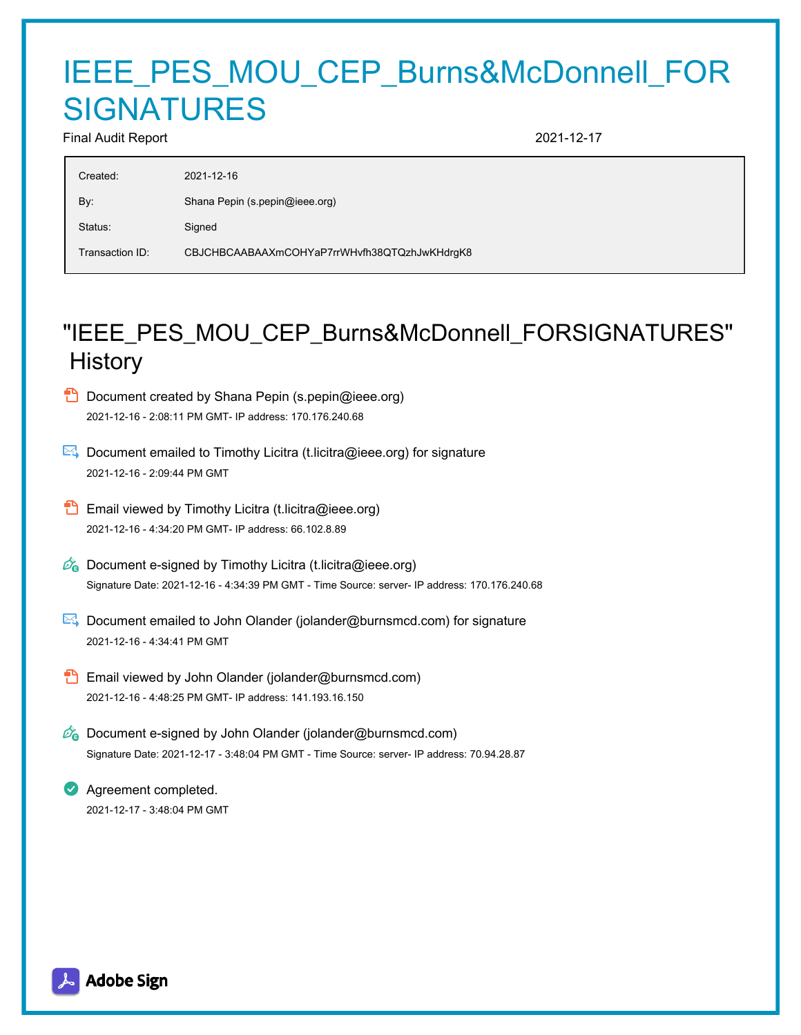# IEEE_PES_MOU_CEP_Burns&McDonnell_FOR SIGNATURES

Final Audit Report 2021-12-17

| | |
|---|---|
| Created: | 2021-12-16 |
| By: | Shana Pepin (s.pepin@ieee.org) |
| Status: | Signed |
| Transaction ID: | CBJCHBCAABAAXmCOHYaP7rrWHvfh38QTQzhJwKHdrgK8 |

## "IEEE_PES_MOU_CEP_Burns&McDonnell_FORSIGNATURES" History

- Document created by Shana Pepin (s.pepin@ieee.org)
  2021-12-16 - 2:08:11 PM GMT- IP address: 170.176.240.68

- Document emailed to Timothy Licitra (t.licitra@ieee.org) for signature
  2021-12-16 - 2:09:44 PM GMT

- Email viewed by Timothy Licitra (t.licitra@ieee.org)
  2021-12-16 - 4:34:20 PM GMT- IP address: 66.102.8.89

- Document e-signed by Timothy Licitra (t.licitra@ieee.org)
  Signature Date: 2021-12-16 - 4:34:39 PM GMT - Time Source: server- IP address: 170.176.240.68

- Document emailed to John Olander (jolander@burnsmcd.com) for signature
  2021-12-16 - 4:34:41 PM GMT

- Email viewed by John Olander (jolander@burnsmcd.com)
  2021-12-16 - 4:48:25 PM GMT- IP address: 141.193.16.150

- Document e-signed by John Olander (jolander@burnsmcd.com)
  Signature Date: 2021-12-17 - 3:48:04 PM GMT - Time Source: server- IP address: 70.94.28.87

- Agreement completed.
  2021-12-17 - 3:48:04 PM GMT

Adobe Sign